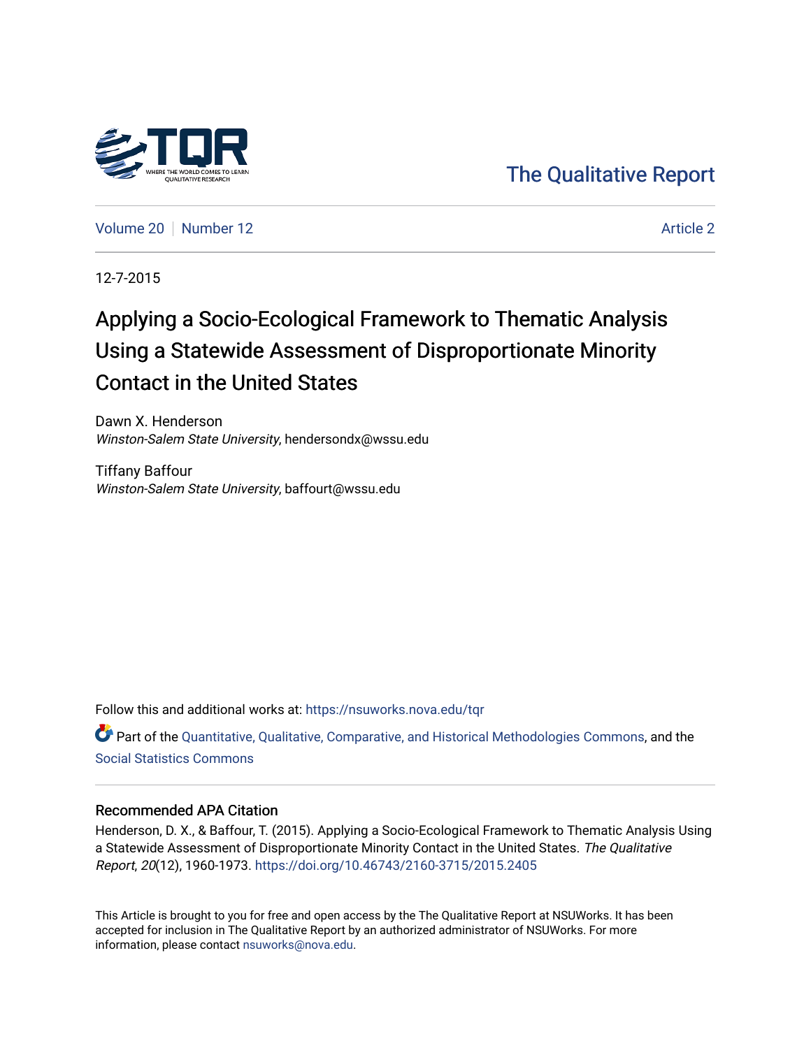The Qualitative Report

Volume 20 | Number 12 | Article 2

12-7-2015

# Applying a Socio-Ecological Framework to Thematic Analysis Using a Statewide Assessment of Disproportionate Minority Contact in the United States

Dawn X. Henderson
*Winston-Salem State University*, hendersondx@wssu.edu

Tiffany Baffour
*Winston-Salem State University*, baffourt@wssu.edu

Follow this and additional works at: https://nsuworks.nova.edu/tqr

Part of the Quantitative, Qualitative, Comparative, and Historical Methodologies Commons, and the Social Statistics Commons

## Recommended APA Citation

Henderson, D. X., & Baffour, T. (2015). Applying a Socio-Ecological Framework to Thematic Analysis Using a Statewide Assessment of Disproportionate Minority Contact in the United States. *The Qualitative Report*, *20*(12), 1960-1973. https://doi.org/10.46743/2160-3715/2015.2405

This Article is brought to you for free and open access by the The Qualitative Report at NSUWorks. It has been accepted for inclusion in The Qualitative Report by an authorized administrator of NSUWorks. For more information, please contact nsuworks@nova.edu.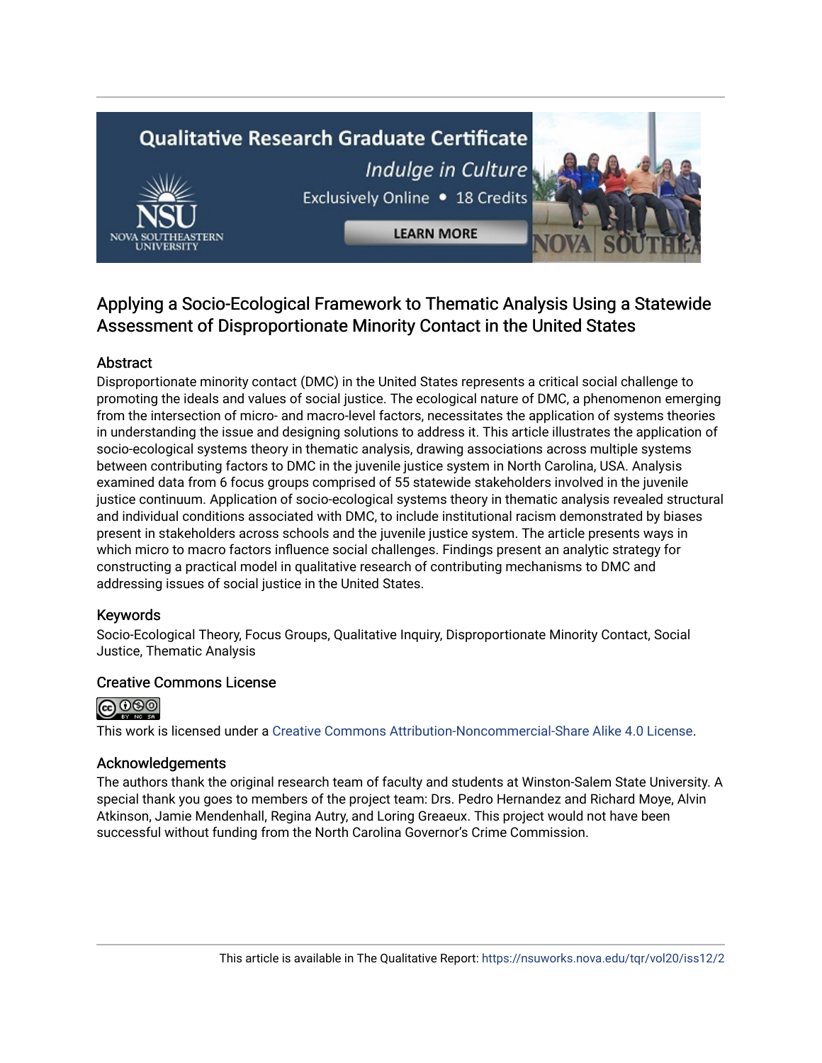# Applying a Socio-Ecological Framework to Thematic Analysis Using a Statewide Assessment of Disproportionate Minority Contact in the United States

## Abstract

Disproportionate minority contact (DMC) in the United States represents a critical social challenge to promoting the ideals and values of social justice. The ecological nature of DMC, a phenomenon emerging from the intersection of micro- and macro-level factors, necessitates the application of systems theories in understanding the issue and designing solutions to address it. This article illustrates the application of socio-ecological systems theory in thematic analysis, drawing associations across multiple systems between contributing factors to DMC in the juvenile justice system in North Carolina, USA. Analysis examined data from 6 focus groups comprised of 55 statewide stakeholders involved in the juvenile justice continuum. Application of socio-ecological systems theory in thematic analysis revealed structural and individual conditions associated with DMC, to include institutional racism demonstrated by biases present in stakeholders across schools and the juvenile justice system. The article presents ways in which micro to macro factors influence social challenges. Findings present an analytic strategy for constructing a practical model in qualitative research of contributing mechanisms to DMC and addressing issues of social justice in the United States.

## Keywords

Socio-Ecological Theory, Focus Groups, Qualitative Inquiry, Disproportionate Minority Contact, Social Justice, Thematic Analysis

## Creative Commons License

This work is licensed under a Creative Commons Attribution-Noncommercial-Share Alike 4.0 License.

## Acknowledgements

The authors thank the original research team of faculty and students at Winston-Salem State University. A special thank you goes to members of the project team: Drs. Pedro Hernandez and Richard Moye, Alvin Atkinson, Jamie Mendenhall, Regina Autry, and Loring Greaeux. This project would not have been successful without funding from the North Carolina Governor's Crime Commission.

This article is available in The Qualitative Report: https://nsuworks.nova.edu/tqr/vol20/iss12/2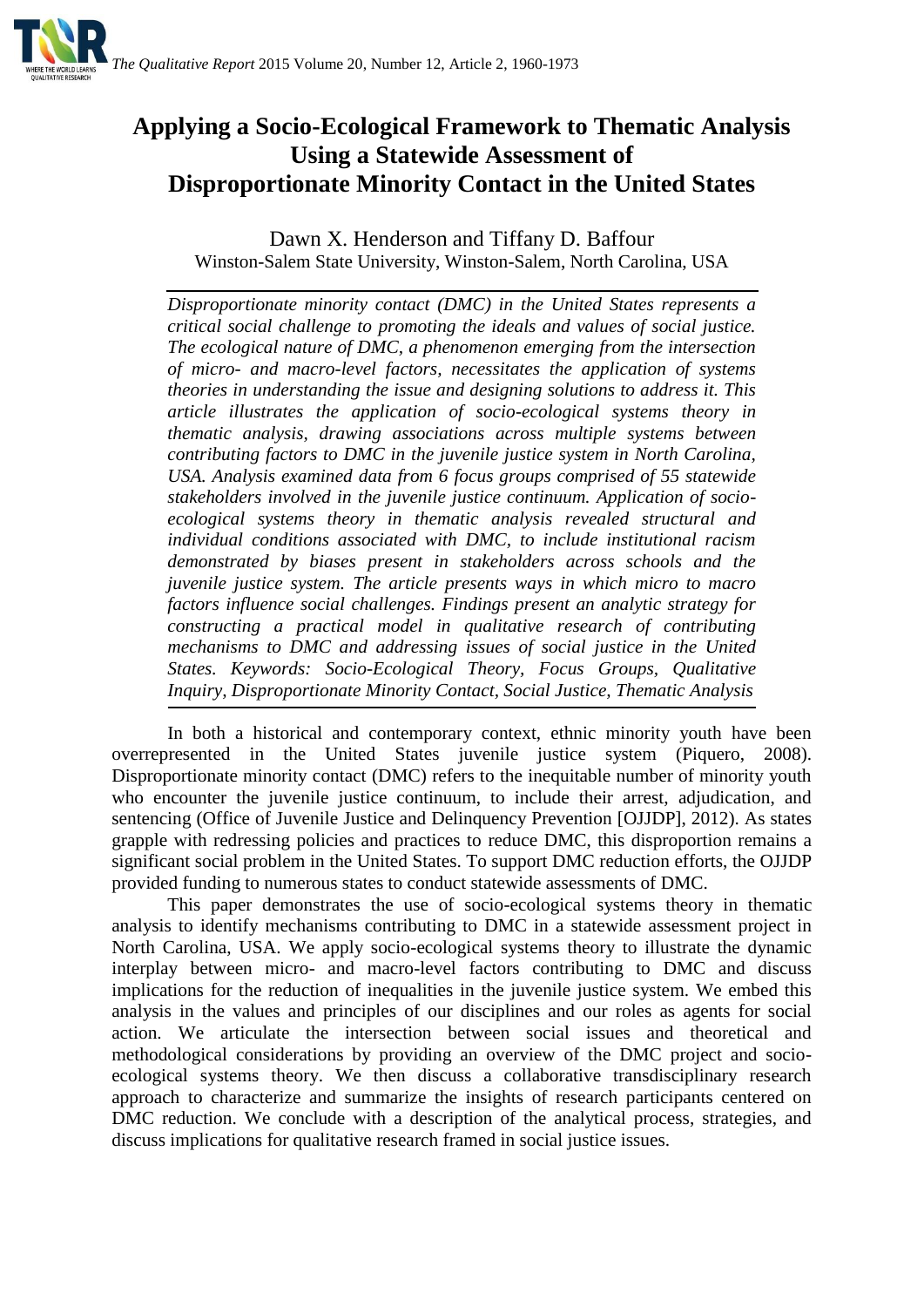# Applying a Socio-Ecological Framework to Thematic Analysis Using a Statewide Assessment of Disproportionate Minority Contact in the United States

Dawn X. Henderson and Tiffany D. Baffour
Winston-Salem State University, Winston-Salem, North Carolina, USA

*Disproportionate minority contact (DMC) in the United States represents a critical social challenge to promoting the ideals and values of social justice. The ecological nature of DMC, a phenomenon emerging from the intersection of micro- and macro-level factors, necessitates the application of systems theories in understanding the issue and designing solutions to address it. This article illustrates the application of socio-ecological systems theory in thematic analysis, drawing associations across multiple systems between contributing factors to DMC in the juvenile justice system in North Carolina, USA. Analysis examined data from 6 focus groups comprised of 55 statewide stakeholders involved in the juvenile justice continuum. Application of socio-ecological systems theory in thematic analysis revealed structural and individual conditions associated with DMC, to include institutional racism demonstrated by biases present in stakeholders across schools and the juvenile justice system. The article presents ways in which micro to macro factors influence social challenges. Findings present an analytic strategy for constructing a practical model in qualitative research of contributing mechanisms to DMC and addressing issues of social justice in the United States. Keywords: Socio-Ecological Theory, Focus Groups, Qualitative Inquiry, Disproportionate Minority Contact, Social Justice, Thematic Analysis*

In both a historical and contemporary context, ethnic minority youth have been overrepresented in the United States juvenile justice system (Piquero, 2008). Disproportionate minority contact (DMC) refers to the inequitable number of minority youth who encounter the juvenile justice continuum, to include their arrest, adjudication, and sentencing (Office of Juvenile Justice and Delinquency Prevention [OJJDP], 2012). As states grapple with redressing policies and practices to reduce DMC, this disproportion remains a significant social problem in the United States. To support DMC reduction efforts, the OJJDP provided funding to numerous states to conduct statewide assessments of DMC.

This paper demonstrates the use of socio-ecological systems theory in thematic analysis to identify mechanisms contributing to DMC in a statewide assessment project in North Carolina, USA. We apply socio-ecological systems theory to illustrate the dynamic interplay between micro- and macro-level factors contributing to DMC and discuss implications for the reduction of inequalities in the juvenile justice system. We embed this analysis in the values and principles of our disciplines and our roles as agents for social action. We articulate the intersection between social issues and theoretical and methodological considerations by providing an overview of the DMC project and socio-ecological systems theory. We then discuss a collaborative transdisciplinary research approach to characterize and summarize the insights of research participants centered on DMC reduction. We conclude with a description of the analytical process, strategies, and discuss implications for qualitative research framed in social justice issues.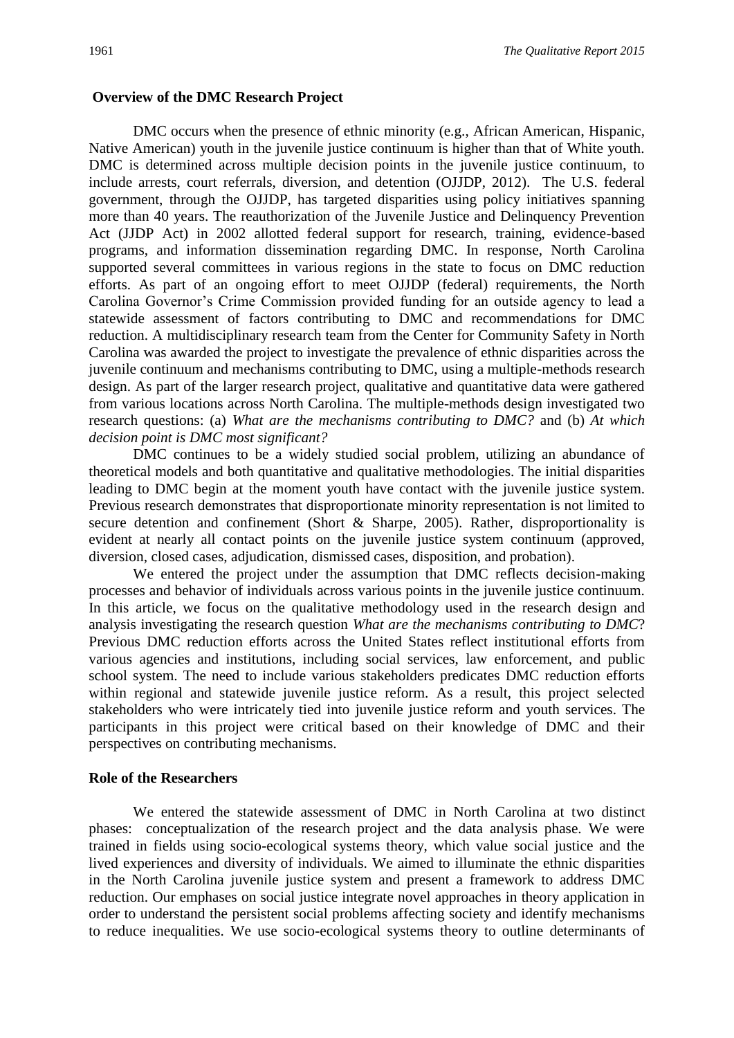## Overview of the DMC Research Project

DMC occurs when the presence of ethnic minority (e.g., African American, Hispanic, Native American) youth in the juvenile justice continuum is higher than that of White youth. DMC is determined across multiple decision points in the juvenile justice continuum, to include arrests, court referrals, diversion, and detention (OJJDP, 2012). The U.S. federal government, through the OJJDP, has targeted disparities using policy initiatives spanning more than 40 years. The reauthorization of the Juvenile Justice and Delinquency Prevention Act (JJDP Act) in 2002 allotted federal support for research, training, evidence-based programs, and information dissemination regarding DMC. In response, North Carolina supported several committees in various regions in the state to focus on DMC reduction efforts. As part of an ongoing effort to meet OJJDP (federal) requirements, the North Carolina Governor's Crime Commission provided funding for an outside agency to lead a statewide assessment of factors contributing to DMC and recommendations for DMC reduction. A multidisciplinary research team from the Center for Community Safety in North Carolina was awarded the project to investigate the prevalence of ethnic disparities across the juvenile continuum and mechanisms contributing to DMC, using a multiple-methods research design. As part of the larger research project, qualitative and quantitative data were gathered from various locations across North Carolina. The multiple-methods design investigated two research questions: (a) *What are the mechanisms contributing to DMC?* and (b) *At which decision point is DMC most significant?*

DMC continues to be a widely studied social problem, utilizing an abundance of theoretical models and both quantitative and qualitative methodologies. The initial disparities leading to DMC begin at the moment youth have contact with the juvenile justice system. Previous research demonstrates that disproportionate minority representation is not limited to secure detention and confinement (Short & Sharpe, 2005). Rather, disproportionality is evident at nearly all contact points on the juvenile justice system continuum (approved, diversion, closed cases, adjudication, dismissed cases, disposition, and probation).

We entered the project under the assumption that DMC reflects decision-making processes and behavior of individuals across various points in the juvenile justice continuum. In this article, we focus on the qualitative methodology used in the research design and analysis investigating the research question *What are the mechanisms contributing to DMC*? Previous DMC reduction efforts across the United States reflect institutional efforts from various agencies and institutions, including social services, law enforcement, and public school system. The need to include various stakeholders predicates DMC reduction efforts within regional and statewide juvenile justice reform. As a result, this project selected stakeholders who were intricately tied into juvenile justice reform and youth services. The participants in this project were critical based on their knowledge of DMC and their perspectives on contributing mechanisms.

## Role of the Researchers

We entered the statewide assessment of DMC in North Carolina at two distinct phases: conceptualization of the research project and the data analysis phase. We were trained in fields using socio-ecological systems theory, which value social justice and the lived experiences and diversity of individuals. We aimed to illuminate the ethnic disparities in the North Carolina juvenile justice system and present a framework to address DMC reduction. Our emphases on social justice integrate novel approaches in theory application in order to understand the persistent social problems affecting society and identify mechanisms to reduce inequalities. We use socio-ecological systems theory to outline determinants of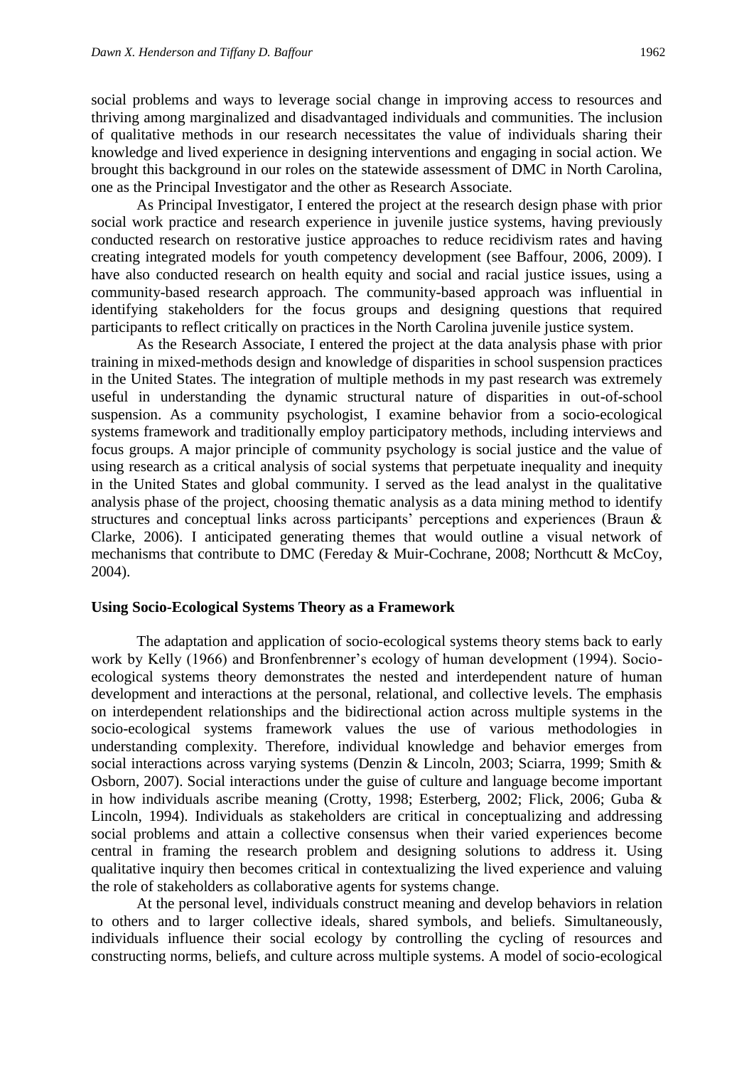social problems and ways to leverage social change in improving access to resources and thriving among marginalized and disadvantaged individuals and communities. The inclusion of qualitative methods in our research necessitates the value of individuals sharing their knowledge and lived experience in designing interventions and engaging in social action. We brought this background in our roles on the statewide assessment of DMC in North Carolina, one as the Principal Investigator and the other as Research Associate.

As Principal Investigator, I entered the project at the research design phase with prior social work practice and research experience in juvenile justice systems, having previously conducted research on restorative justice approaches to reduce recidivism rates and having creating integrated models for youth competency development (see Baffour, 2006, 2009). I have also conducted research on health equity and social and racial justice issues, using a community-based research approach. The community-based approach was influential in identifying stakeholders for the focus groups and designing questions that required participants to reflect critically on practices in the North Carolina juvenile justice system.

As the Research Associate, I entered the project at the data analysis phase with prior training in mixed-methods design and knowledge of disparities in school suspension practices in the United States. The integration of multiple methods in my past research was extremely useful in understanding the dynamic structural nature of disparities in out-of-school suspension. As a community psychologist, I examine behavior from a socio-ecological systems framework and traditionally employ participatory methods, including interviews and focus groups. A major principle of community psychology is social justice and the value of using research as a critical analysis of social systems that perpetuate inequality and inequity in the United States and global community. I served as the lead analyst in the qualitative analysis phase of the project, choosing thematic analysis as a data mining method to identify structures and conceptual links across participants' perceptions and experiences (Braun & Clarke, 2006). I anticipated generating themes that would outline a visual network of mechanisms that contribute to DMC (Fereday & Muir-Cochrane, 2008; Northcutt & McCoy, 2004).

## Using Socio-Ecological Systems Theory as a Framework

The adaptation and application of socio-ecological systems theory stems back to early work by Kelly (1966) and Bronfenbrenner's ecology of human development (1994). Socio-ecological systems theory demonstrates the nested and interdependent nature of human development and interactions at the personal, relational, and collective levels. The emphasis on interdependent relationships and the bidirectional action across multiple systems in the socio-ecological systems framework values the use of various methodologies in understanding complexity. Therefore, individual knowledge and behavior emerges from social interactions across varying systems (Denzin & Lincoln, 2003; Sciarra, 1999; Smith & Osborn, 2007). Social interactions under the guise of culture and language become important in how individuals ascribe meaning (Crotty, 1998; Esterberg, 2002; Flick, 2006; Guba & Lincoln, 1994). Individuals as stakeholders are critical in conceptualizing and addressing social problems and attain a collective consensus when their varied experiences become central in framing the research problem and designing solutions to address it. Using qualitative inquiry then becomes critical in contextualizing the lived experience and valuing the role of stakeholders as collaborative agents for systems change.

At the personal level, individuals construct meaning and develop behaviors in relation to others and to larger collective ideals, shared symbols, and beliefs. Simultaneously, individuals influence their social ecology by controlling the cycling of resources and constructing norms, beliefs, and culture across multiple systems. A model of socio-ecological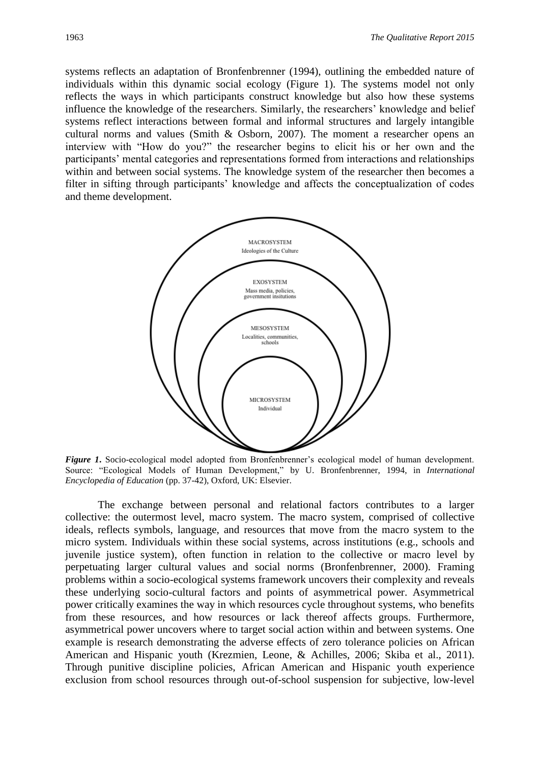systems reflects an adaptation of Bronfenbrenner (1994), outlining the embedded nature of individuals within this dynamic social ecology (Figure 1). The systems model not only reflects the ways in which participants construct knowledge but also how these systems influence the knowledge of the researchers. Similarly, the researchers' knowledge and belief systems reflect interactions between formal and informal structures and largely intangible cultural norms and values (Smith & Osborn, 2007). The moment a researcher opens an interview with "How do you?" the researcher begins to elicit his or her own and the participants' mental categories and representations formed from interactions and relationships within and between social systems. The knowledge system of the researcher then becomes a filter in sifting through participants' knowledge and affects the conceptualization of codes and theme development.

MACROSYSTEM
Ideologies of the Culture

EXOSYSTEM
Mass media, policies, government insitutions

MESOSYSTEM
Localities, communities, schools

MICROSYSTEM
Individual

***Figure 1.*** Socio-ecological model adopted from Bronfenbrenner's ecological model of human development. Source: "Ecological Models of Human Development," by U. Bronfenbrenner, 1994, in *International Encyclopedia of Education* (pp. 37-42), Oxford, UK: Elsevier.

The exchange between personal and relational factors contributes to a larger collective: the outermost level, macro system. The macro system, comprised of collective ideals, reflects symbols, language, and resources that move from the macro system to the micro system. Individuals within these social systems, across institutions (e.g., schools and juvenile justice system), often function in relation to the collective or macro level by perpetuating larger cultural values and social norms (Bronfenbrenner, 2000). Framing problems within a socio-ecological systems framework uncovers their complexity and reveals these underlying socio-cultural factors and points of asymmetrical power. Asymmetrical power critically examines the way in which resources cycle throughout systems, who benefits from these resources, and how resources or lack thereof affects groups. Furthermore, asymmetrical power uncovers where to target social action within and between systems. One example is research demonstrating the adverse effects of zero tolerance policies on African American and Hispanic youth (Krezmien, Leone, & Achilles, 2006; Skiba et al., 2011). Through punitive discipline policies, African American and Hispanic youth experience exclusion from school resources through out-of-school suspension for subjective, low-level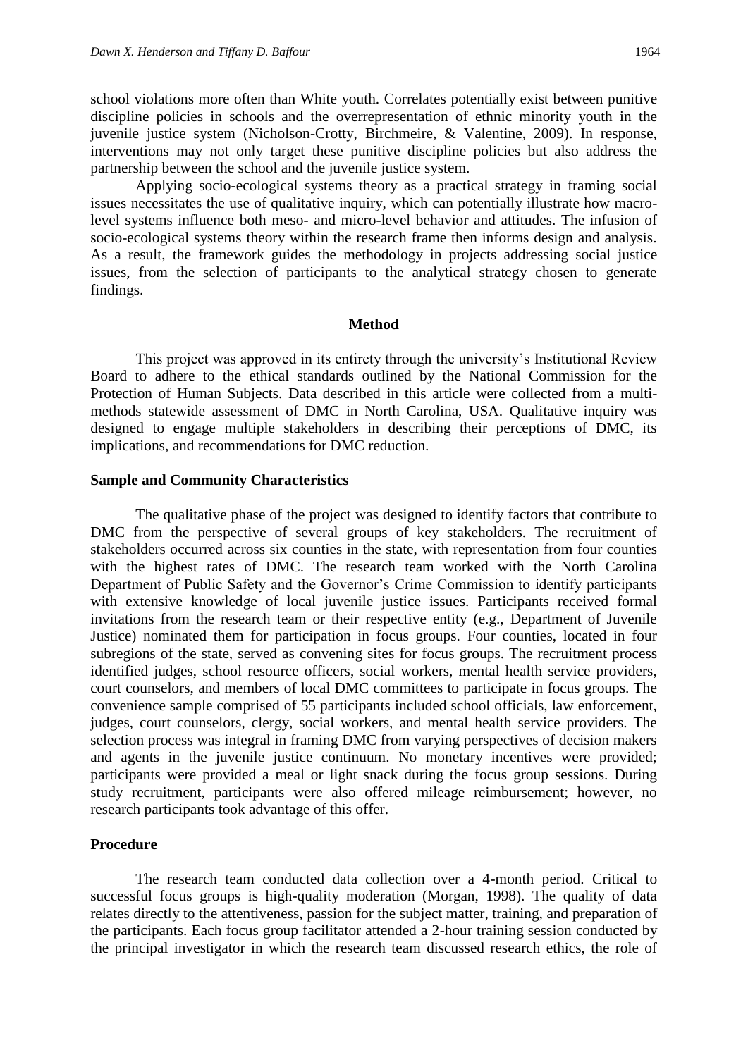school violations more often than White youth. Correlates potentially exist between punitive discipline policies in schools and the overrepresentation of ethnic minority youth in the juvenile justice system (Nicholson-Crotty, Birchmeire, & Valentine, 2009). In response, interventions may not only target these punitive discipline policies but also address the partnership between the school and the juvenile justice system.

Applying socio-ecological systems theory as a practical strategy in framing social issues necessitates the use of qualitative inquiry, which can potentially illustrate how macro-level systems influence both meso- and micro-level behavior and attitudes. The infusion of socio-ecological systems theory within the research frame then informs design and analysis. As a result, the framework guides the methodology in projects addressing social justice issues, from the selection of participants to the analytical strategy chosen to generate findings.

## Method

This project was approved in its entirety through the university's Institutional Review Board to adhere to the ethical standards outlined by the National Commission for the Protection of Human Subjects. Data described in this article were collected from a multi-methods statewide assessment of DMC in North Carolina, USA. Qualitative inquiry was designed to engage multiple stakeholders in describing their perceptions of DMC, its implications, and recommendations for DMC reduction.

### Sample and Community Characteristics

The qualitative phase of the project was designed to identify factors that contribute to DMC from the perspective of several groups of key stakeholders. The recruitment of stakeholders occurred across six counties in the state, with representation from four counties with the highest rates of DMC. The research team worked with the North Carolina Department of Public Safety and the Governor's Crime Commission to identify participants with extensive knowledge of local juvenile justice issues. Participants received formal invitations from the research team or their respective entity (e.g., Department of Juvenile Justice) nominated them for participation in focus groups. Four counties, located in four subregions of the state, served as convening sites for focus groups. The recruitment process identified judges, school resource officers, social workers, mental health service providers, court counselors, and members of local DMC committees to participate in focus groups. The convenience sample comprised of 55 participants included school officials, law enforcement, judges, court counselors, clergy, social workers, and mental health service providers. The selection process was integral in framing DMC from varying perspectives of decision makers and agents in the juvenile justice continuum. No monetary incentives were provided; participants were provided a meal or light snack during the focus group sessions. During study recruitment, participants were also offered mileage reimbursement; however, no research participants took advantage of this offer.

### Procedure

The research team conducted data collection over a 4-month period. Critical to successful focus groups is high-quality moderation (Morgan, 1998). The quality of data relates directly to the attentiveness, passion for the subject matter, training, and preparation of the participants. Each focus group facilitator attended a 2-hour training session conducted by the principal investigator in which the research team discussed research ethics, the role of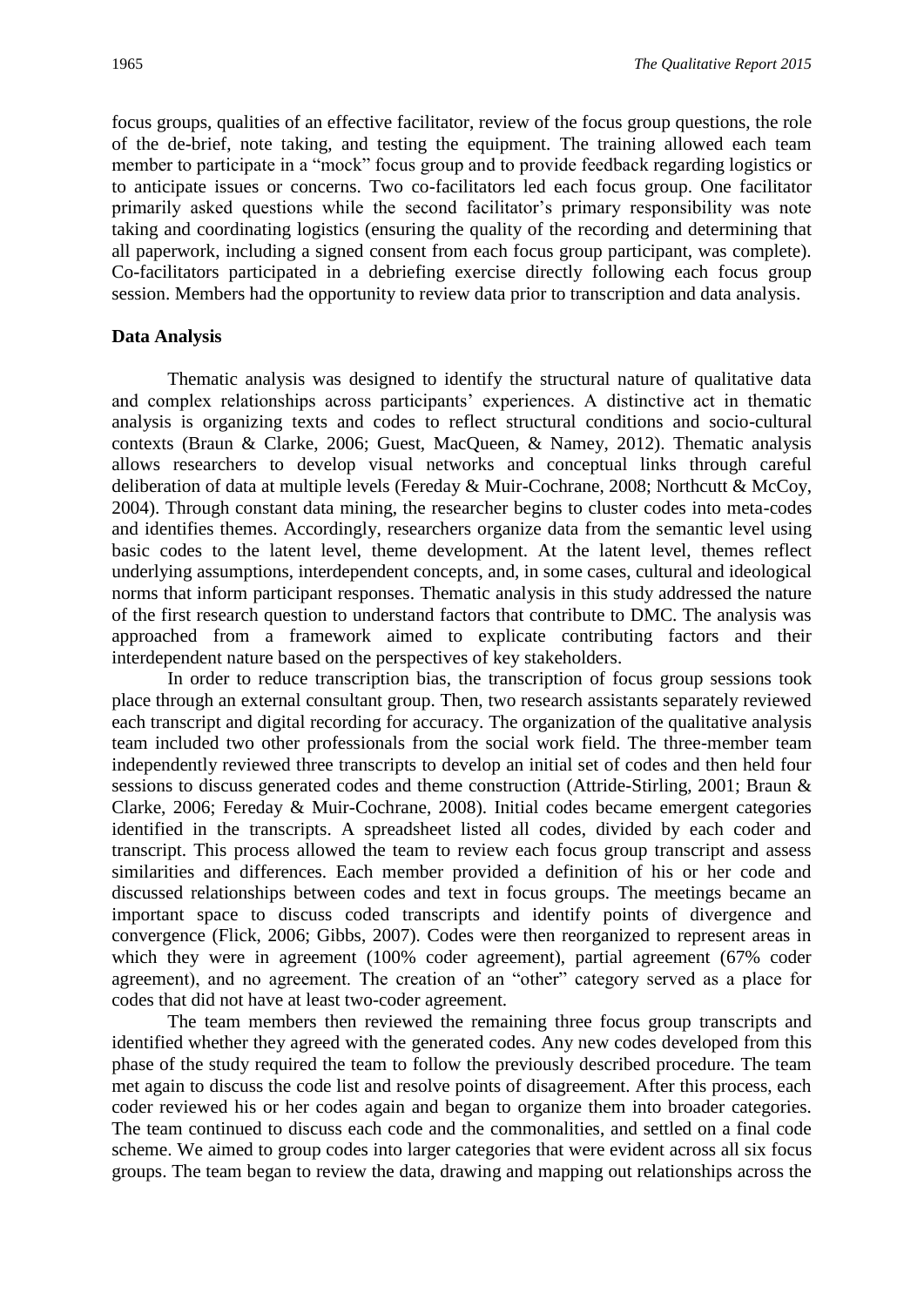focus groups, qualities of an effective facilitator, review of the focus group questions, the role of the de-brief, note taking, and testing the equipment. The training allowed each team member to participate in a "mock" focus group and to provide feedback regarding logistics or to anticipate issues or concerns. Two co-facilitators led each focus group. One facilitator primarily asked questions while the second facilitator's primary responsibility was note taking and coordinating logistics (ensuring the quality of the recording and determining that all paperwork, including a signed consent from each focus group participant, was complete). Co-facilitators participated in a debriefing exercise directly following each focus group session. Members had the opportunity to review data prior to transcription and data analysis.

**Data Analysis**

Thematic analysis was designed to identify the structural nature of qualitative data and complex relationships across participants' experiences. A distinctive act in thematic analysis is organizing texts and codes to reflect structural conditions and socio-cultural contexts (Braun & Clarke, 2006; Guest, MacQueen, & Namey, 2012). Thematic analysis allows researchers to develop visual networks and conceptual links through careful deliberation of data at multiple levels (Fereday & Muir-Cochrane, 2008; Northcutt & McCoy, 2004). Through constant data mining, the researcher begins to cluster codes into meta-codes and identifies themes. Accordingly, researchers organize data from the semantic level using basic codes to the latent level, theme development. At the latent level, themes reflect underlying assumptions, interdependent concepts, and, in some cases, cultural and ideological norms that inform participant responses. Thematic analysis in this study addressed the nature of the first research question to understand factors that contribute to DMC. The analysis was approached from a framework aimed to explicate contributing factors and their interdependent nature based on the perspectives of key stakeholders.

In order to reduce transcription bias, the transcription of focus group sessions took place through an external consultant group. Then, two research assistants separately reviewed each transcript and digital recording for accuracy. The organization of the qualitative analysis team included two other professionals from the social work field. The three-member team independently reviewed three transcripts to develop an initial set of codes and then held four sessions to discuss generated codes and theme construction (Attride-Stirling, 2001; Braun & Clarke, 2006; Fereday & Muir-Cochrane, 2008). Initial codes became emergent categories identified in the transcripts. A spreadsheet listed all codes, divided by each coder and transcript. This process allowed the team to review each focus group transcript and assess similarities and differences. Each member provided a definition of his or her code and discussed relationships between codes and text in focus groups. The meetings became an important space to discuss coded transcripts and identify points of divergence and convergence (Flick, 2006; Gibbs, 2007). Codes were then reorganized to represent areas in which they were in agreement (100% coder agreement), partial agreement (67% coder agreement), and no agreement. The creation of an "other" category served as a place for codes that did not have at least two-coder agreement.

The team members then reviewed the remaining three focus group transcripts and identified whether they agreed with the generated codes. Any new codes developed from this phase of the study required the team to follow the previously described procedure. The team met again to discuss the code list and resolve points of disagreement. After this process, each coder reviewed his or her codes again and began to organize them into broader categories. The team continued to discuss each code and the commonalities, and settled on a final code scheme. We aimed to group codes into larger categories that were evident across all six focus groups. The team began to review the data, drawing and mapping out relationships across the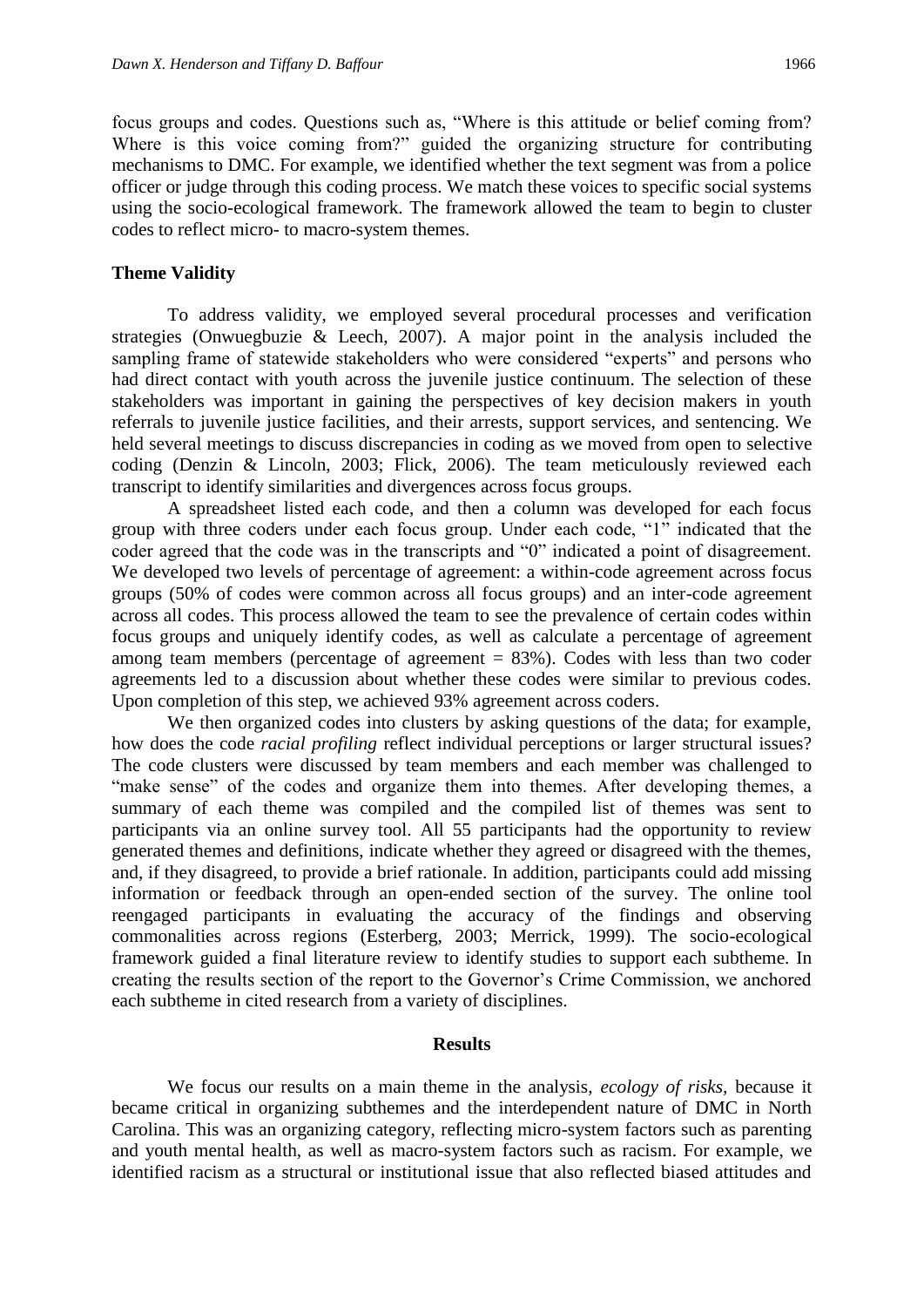focus groups and codes. Questions such as, "Where is this attitude or belief coming from? Where is this voice coming from?" guided the organizing structure for contributing mechanisms to DMC. For example, we identified whether the text segment was from a police officer or judge through this coding process. We match these voices to specific social systems using the socio-ecological framework. The framework allowed the team to begin to cluster codes to reflect micro- to macro-system themes.

### Theme Validity

To address validity, we employed several procedural processes and verification strategies (Onwuegbuzie & Leech, 2007). A major point in the analysis included the sampling frame of statewide stakeholders who were considered "experts" and persons who had direct contact with youth across the juvenile justice continuum. The selection of these stakeholders was important in gaining the perspectives of key decision makers in youth referrals to juvenile justice facilities, and their arrests, support services, and sentencing. We held several meetings to discuss discrepancies in coding as we moved from open to selective coding (Denzin & Lincoln, 2003; Flick, 2006). The team meticulously reviewed each transcript to identify similarities and divergences across focus groups.

A spreadsheet listed each code, and then a column was developed for each focus group with three coders under each focus group. Under each code, "1" indicated that the coder agreed that the code was in the transcripts and "0" indicated a point of disagreement. We developed two levels of percentage of agreement: a within-code agreement across focus groups (50% of codes were common across all focus groups) and an inter-code agreement across all codes. This process allowed the team to see the prevalence of certain codes within focus groups and uniquely identify codes, as well as calculate a percentage of agreement among team members (percentage of agreement = 83%). Codes with less than two coder agreements led to a discussion about whether these codes were similar to previous codes. Upon completion of this step, we achieved 93% agreement across coders.

We then organized codes into clusters by asking questions of the data; for example, how does the code *racial profiling* reflect individual perceptions or larger structural issues? The code clusters were discussed by team members and each member was challenged to "make sense" of the codes and organize them into themes. After developing themes, a summary of each theme was compiled and the compiled list of themes was sent to participants via an online survey tool. All 55 participants had the opportunity to review generated themes and definitions, indicate whether they agreed or disagreed with the themes, and, if they disagreed, to provide a brief rationale. In addition, participants could add missing information or feedback through an open-ended section of the survey. The online tool reengaged participants in evaluating the accuracy of the findings and observing commonalities across regions (Esterberg, 2003; Merrick, 1999). The socio-ecological framework guided a final literature review to identify studies to support each subtheme. In creating the results section of the report to the Governor's Crime Commission, we anchored each subtheme in cited research from a variety of disciplines.

## Results

We focus our results on a main theme in the analysis, *ecology of risks,* because it became critical in organizing subthemes and the interdependent nature of DMC in North Carolina. This was an organizing category, reflecting micro-system factors such as parenting and youth mental health, as well as macro-system factors such as racism. For example, we identified racism as a structural or institutional issue that also reflected biased attitudes and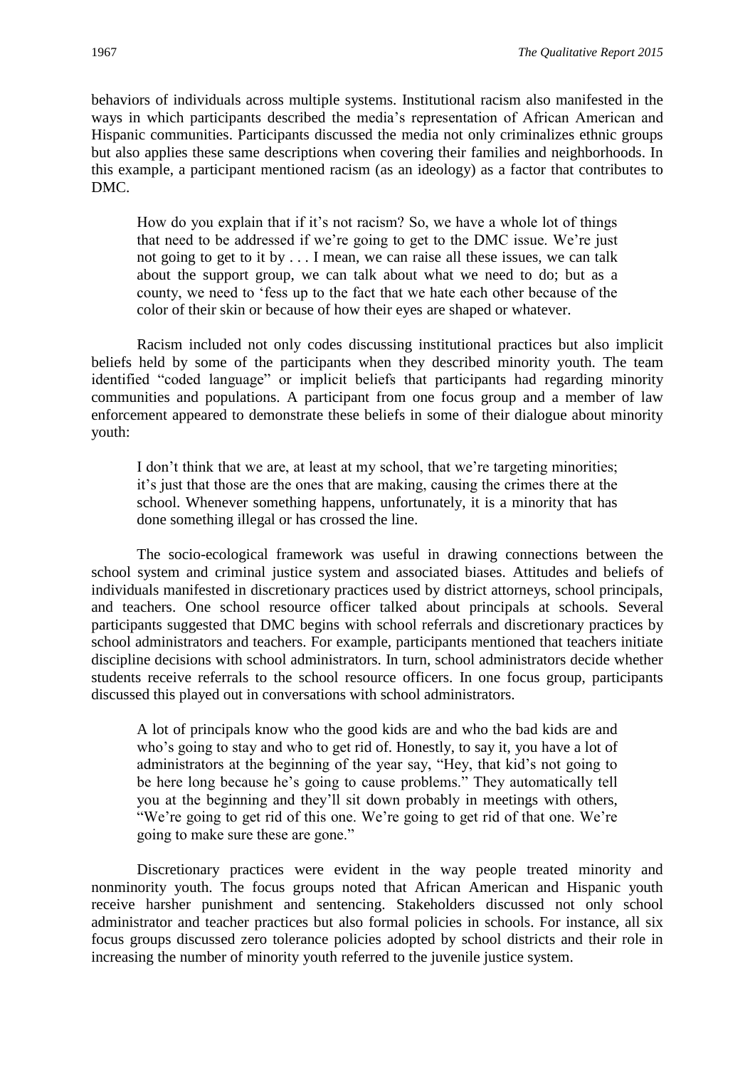behaviors of individuals across multiple systems. Institutional racism also manifested in the ways in which participants described the media's representation of African American and Hispanic communities. Participants discussed the media not only criminalizes ethnic groups but also applies these same descriptions when covering their families and neighborhoods. In this example, a participant mentioned racism (as an ideology) as a factor that contributes to DMC.

> How do you explain that if it's not racism? So, we have a whole lot of things that need to be addressed if we're going to get to the DMC issue. We're just not going to get to it by . . . I mean, we can raise all these issues, we can talk about the support group, we can talk about what we need to do; but as a county, we need to 'fess up to the fact that we hate each other because of the color of their skin or because of how their eyes are shaped or whatever.

Racism included not only codes discussing institutional practices but also implicit beliefs held by some of the participants when they described minority youth. The team identified "coded language" or implicit beliefs that participants had regarding minority communities and populations. A participant from one focus group and a member of law enforcement appeared to demonstrate these beliefs in some of their dialogue about minority youth:

> I don't think that we are, at least at my school, that we're targeting minorities; it's just that those are the ones that are making, causing the crimes there at the school. Whenever something happens, unfortunately, it is a minority that has done something illegal or has crossed the line.

The socio-ecological framework was useful in drawing connections between the school system and criminal justice system and associated biases. Attitudes and beliefs of individuals manifested in discretionary practices used by district attorneys, school principals, and teachers. One school resource officer talked about principals at schools. Several participants suggested that DMC begins with school referrals and discretionary practices by school administrators and teachers. For example, participants mentioned that teachers initiate discipline decisions with school administrators. In turn, school administrators decide whether students receive referrals to the school resource officers. In one focus group, participants discussed this played out in conversations with school administrators.

> A lot of principals know who the good kids are and who the bad kids are and who's going to stay and who to get rid of. Honestly, to say it, you have a lot of administrators at the beginning of the year say, "Hey, that kid's not going to be here long because he's going to cause problems." They automatically tell you at the beginning and they'll sit down probably in meetings with others, "We're going to get rid of this one. We're going to get rid of that one. We're going to make sure these are gone."

Discretionary practices were evident in the way people treated minority and nonminority youth. The focus groups noted that African American and Hispanic youth receive harsher punishment and sentencing. Stakeholders discussed not only school administrator and teacher practices but also formal policies in schools. For instance, all six focus groups discussed zero tolerance policies adopted by school districts and their role in increasing the number of minority youth referred to the juvenile justice system.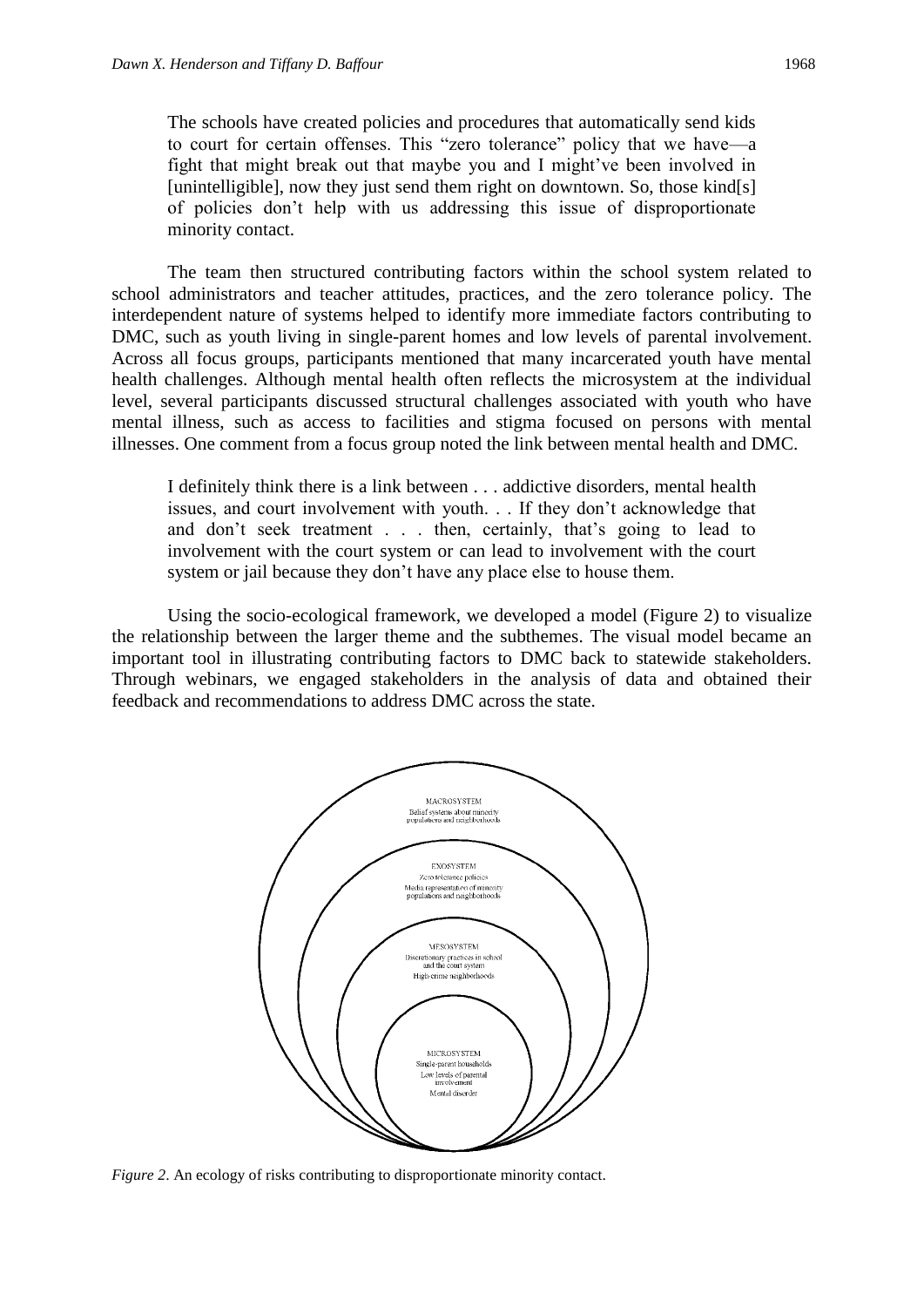> The schools have created policies and procedures that automatically send kids to court for certain offenses. This "zero tolerance" policy that we have—a fight that might break out that maybe you and I might've been involved in [unintelligible], now they just send them right on downtown. So, those kind[s] of policies don't help with us addressing this issue of disproportionate minority contact.

The team then structured contributing factors within the school system related to school administrators and teacher attitudes, practices, and the zero tolerance policy. The interdependent nature of systems helped to identify more immediate factors contributing to DMC, such as youth living in single-parent homes and low levels of parental involvement. Across all focus groups, participants mentioned that many incarcerated youth have mental health challenges. Although mental health often reflects the microsystem at the individual level, several participants discussed structural challenges associated with youth who have mental illness, such as access to facilities and stigma focused on persons with mental illnesses. One comment from a focus group noted the link between mental health and DMC.

> I definitely think there is a link between . . . addictive disorders, mental health issues, and court involvement with youth. . . If they don't acknowledge that and don't seek treatment . . . then, certainly, that's going to lead to involvement with the court system or can lead to involvement with the court system or jail because they don't have any place else to house them.

Using the socio-ecological framework, we developed a model (Figure 2) to visualize the relationship between the larger theme and the subthemes. The visual model became an important tool in illustrating contributing factors to DMC back to statewide stakeholders. Through webinars, we engaged stakeholders in the analysis of data and obtained their feedback and recommendations to address DMC across the state.

MACROSYSTEM
Belief systems about minority populations and neighborhoods

EXOSYSTEM
Zero tolerance policies
Media representation of minority populations and neighborhoods

MESOSYSTEM
Discretionary practices in school and the court system
High-crime neighborhoods

MICROSYSTEM
Single-parent households
Low levels of parental involvement
Mental disorder

*Figure 2*. An ecology of risks contributing to disproportionate minority contact.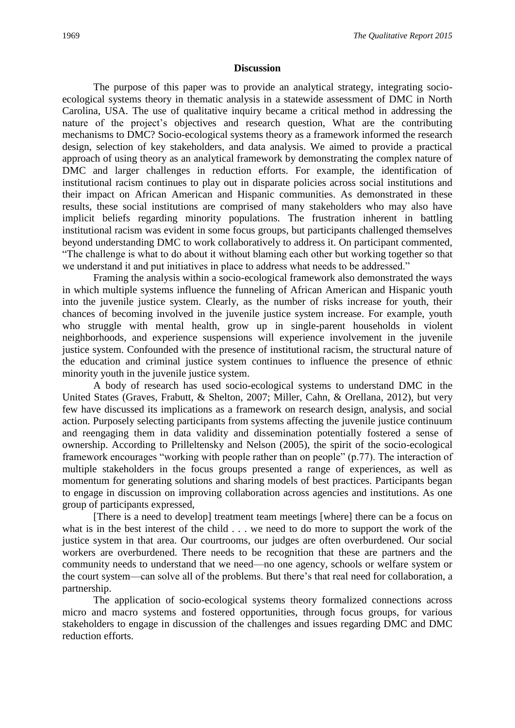## Discussion

The purpose of this paper was to provide an analytical strategy, integrating socio-ecological systems theory in thematic analysis in a statewide assessment of DMC in North Carolina, USA. The use of qualitative inquiry became a critical method in addressing the nature of the project's objectives and research question, What are the contributing mechanisms to DMC? Socio-ecological systems theory as a framework informed the research design, selection of key stakeholders, and data analysis. We aimed to provide a practical approach of using theory as an analytical framework by demonstrating the complex nature of DMC and larger challenges in reduction efforts. For example, the identification of institutional racism continues to play out in disparate policies across social institutions and their impact on African American and Hispanic communities. As demonstrated in these results, these social institutions are comprised of many stakeholders who may also have implicit beliefs regarding minority populations. The frustration inherent in battling institutional racism was evident in some focus groups, but participants challenged themselves beyond understanding DMC to work collaboratively to address it. On participant commented, "The challenge is what to do about it without blaming each other but working together so that we understand it and put initiatives in place to address what needs to be addressed."

Framing the analysis within a socio-ecological framework also demonstrated the ways in which multiple systems influence the funneling of African American and Hispanic youth into the juvenile justice system. Clearly, as the number of risks increase for youth, their chances of becoming involved in the juvenile justice system increase. For example, youth who struggle with mental health, grow up in single-parent households in violent neighborhoods, and experience suspensions will experience involvement in the juvenile justice system. Confounded with the presence of institutional racism, the structural nature of the education and criminal justice system continues to influence the presence of ethnic minority youth in the juvenile justice system.

A body of research has used socio-ecological systems to understand DMC in the United States (Graves, Frabutt, & Shelton, 2007; Miller, Cahn, & Orellana, 2012), but very few have discussed its implications as a framework on research design, analysis, and social action. Purposely selecting participants from systems affecting the juvenile justice continuum and reengaging them in data validity and dissemination potentially fostered a sense of ownership. According to Prilleltensky and Nelson (2005), the spirit of the socio-ecological framework encourages "working with people rather than on people" (p.77). The interaction of multiple stakeholders in the focus groups presented a range of experiences, as well as momentum for generating solutions and sharing models of best practices. Participants began to engage in discussion on improving collaboration across agencies and institutions. As one group of participants expressed,

[There is a need to develop] treatment team meetings [where] there can be a focus on what is in the best interest of the child . . . we need to do more to support the work of the justice system in that area. Our courtrooms, our judges are often overburdened. Our social workers are overburdened. There needs to be recognition that these are partners and the community needs to understand that we need—no one agency, schools or welfare system or the court system—can solve all of the problems. But there's that real need for collaboration, a partnership.

The application of socio-ecological systems theory formalized connections across micro and macro systems and fostered opportunities, through focus groups, for various stakeholders to engage in discussion of the challenges and issues regarding DMC and DMC reduction efforts.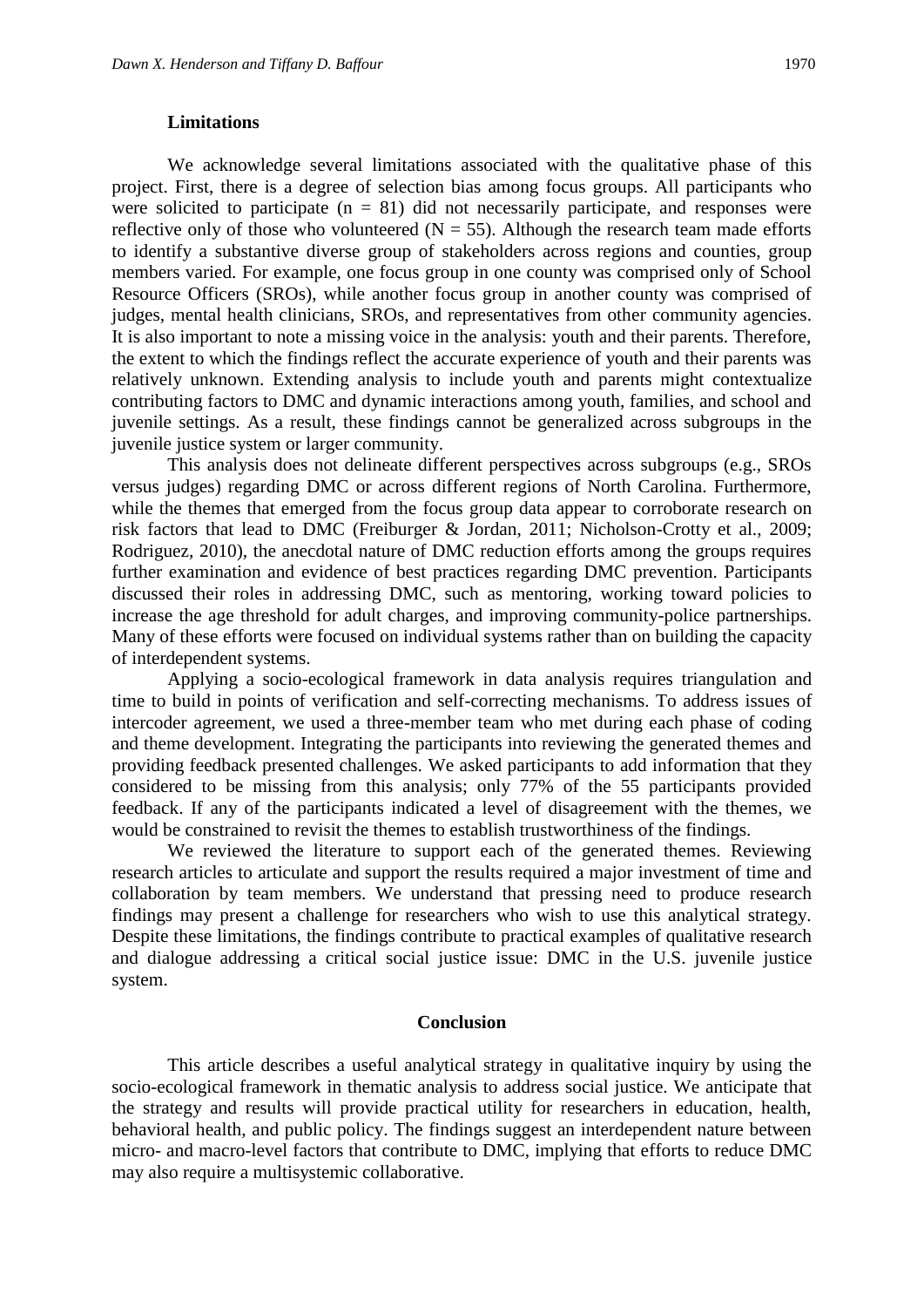### Limitations

We acknowledge several limitations associated with the qualitative phase of this project. First, there is a degree of selection bias among focus groups. All participants who were solicited to participate ($n = 81$) did not necessarily participate, and responses were reflective only of those who volunteered ($N = 55$). Although the research team made efforts to identify a substantive diverse group of stakeholders across regions and counties, group members varied. For example, one focus group in one county was comprised only of School Resource Officers (SROs), while another focus group in another county was comprised of judges, mental health clinicians, SROs, and representatives from other community agencies. It is also important to note a missing voice in the analysis: youth and their parents. Therefore, the extent to which the findings reflect the accurate experience of youth and their parents was relatively unknown. Extending analysis to include youth and parents might contextualize contributing factors to DMC and dynamic interactions among youth, families, and school and juvenile settings. As a result, these findings cannot be generalized across subgroups in the juvenile justice system or larger community.

This analysis does not delineate different perspectives across subgroups (e.g., SROs versus judges) regarding DMC or across different regions of North Carolina. Furthermore, while the themes that emerged from the focus group data appear to corroborate research on risk factors that lead to DMC (Freiburger & Jordan, 2011; Nicholson-Crotty et al., 2009; Rodriguez, 2010), the anecdotal nature of DMC reduction efforts among the groups requires further examination and evidence of best practices regarding DMC prevention. Participants discussed their roles in addressing DMC, such as mentoring, working toward policies to increase the age threshold for adult charges, and improving community-police partnerships. Many of these efforts were focused on individual systems rather than on building the capacity of interdependent systems.

Applying a socio-ecological framework in data analysis requires triangulation and time to build in points of verification and self-correcting mechanisms. To address issues of intercoder agreement, we used a three-member team who met during each phase of coding and theme development. Integrating the participants into reviewing the generated themes and providing feedback presented challenges. We asked participants to add information that they considered to be missing from this analysis; only 77% of the 55 participants provided feedback. If any of the participants indicated a level of disagreement with the themes, we would be constrained to revisit the themes to establish trustworthiness of the findings.

We reviewed the literature to support each of the generated themes. Reviewing research articles to articulate and support the results required a major investment of time and collaboration by team members. We understand that pressing need to produce research findings may present a challenge for researchers who wish to use this analytical strategy. Despite these limitations, the findings contribute to practical examples of qualitative research and dialogue addressing a critical social justice issue: DMC in the U.S. juvenile justice system.

## Conclusion

This article describes a useful analytical strategy in qualitative inquiry by using the socio-ecological framework in thematic analysis to address social justice. We anticipate that the strategy and results will provide practical utility for researchers in education, health, behavioral health, and public policy. The findings suggest an interdependent nature between micro- and macro-level factors that contribute to DMC, implying that efforts to reduce DMC may also require a multisystemic collaborative.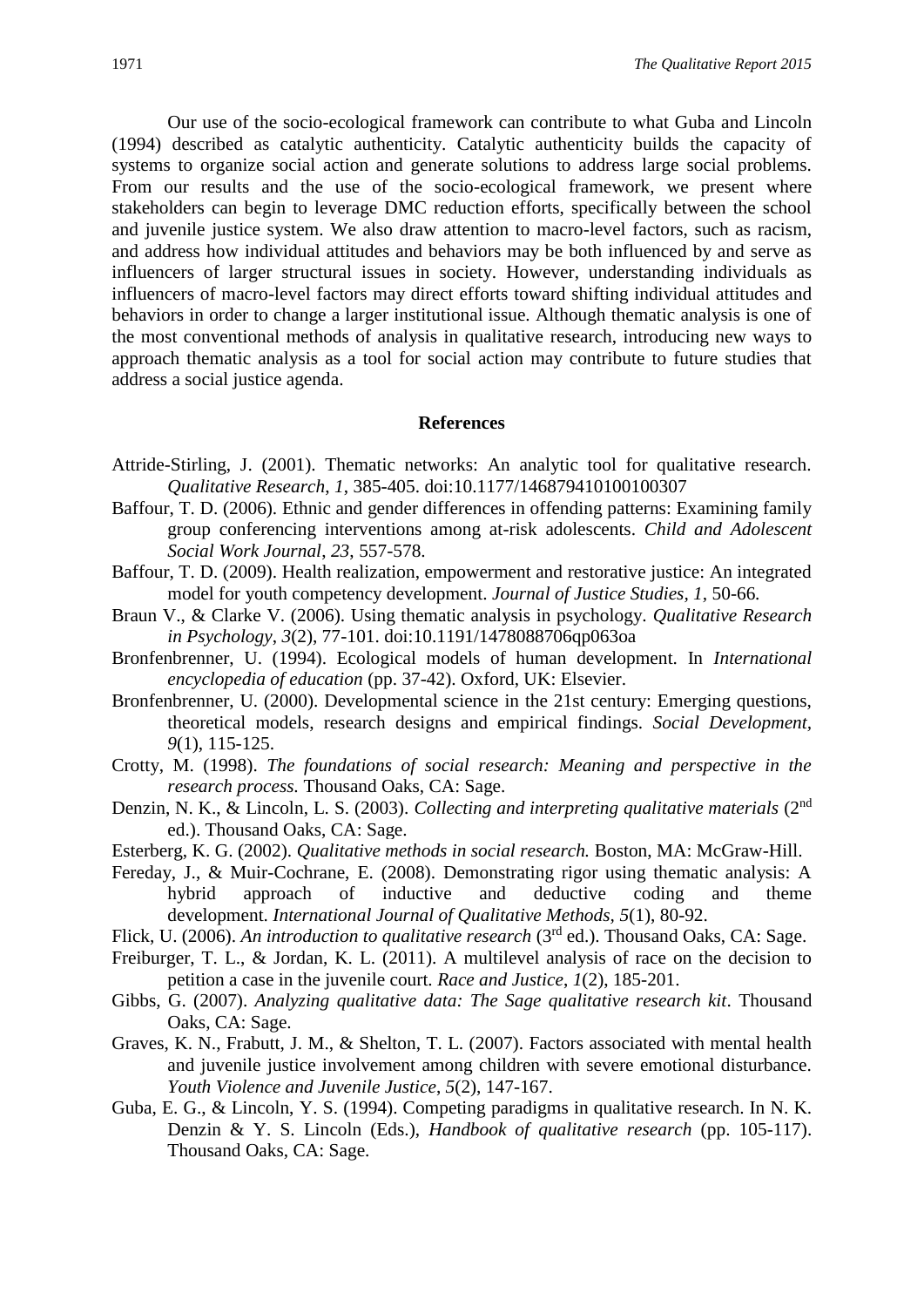Our use of the socio-ecological framework can contribute to what Guba and Lincoln (1994) described as catalytic authenticity. Catalytic authenticity builds the capacity of systems to organize social action and generate solutions to address large social problems. From our results and the use of the socio-ecological framework, we present where stakeholders can begin to leverage DMC reduction efforts, specifically between the school and juvenile justice system. We also draw attention to macro-level factors, such as racism, and address how individual attitudes and behaviors may be both influenced by and serve as influencers of larger structural issues in society. However, understanding individuals as influencers of macro-level factors may direct efforts toward shifting individual attitudes and behaviors in order to change a larger institutional issue. Although thematic analysis is one of the most conventional methods of analysis in qualitative research, introducing new ways to approach thematic analysis as a tool for social action may contribute to future studies that address a social justice agenda.

## References

Attride-Stirling, J. (2001). Thematic networks: An analytic tool for qualitative research. *Qualitative Research*, *1*, 385-405. doi:10.1177/146879410100100307

Baffour, T. D. (2006). Ethnic and gender differences in offending patterns: Examining family group conferencing interventions among at-risk adolescents. *Child and Adolescent Social Work Journal*, *23*, 557-578.

Baffour, T. D. (2009). Health realization, empowerment and restorative justice: An integrated model for youth competency development. *Journal of Justice Studies*, *1*, 50-66.

Braun V., & Clarke V. (2006). Using thematic analysis in psychology. *Qualitative Research in Psychology*, *3*(2), 77-101. doi:10.1191/1478088706qp063oa

Bronfenbrenner, U. (1994). Ecological models of human development. In *International encyclopedia of education* (pp. 37-42). Oxford, UK: Elsevier.

Bronfenbrenner, U. (2000). Developmental science in the 21st century: Emerging questions, theoretical models, research designs and empirical findings. *Social Development*, *9*(1), 115-125.

Crotty, M. (1998). *The foundations of social research: Meaning and perspective in the research process.* Thousand Oaks, CA: Sage.

Denzin, N. K., & Lincoln, L. S. (2003). *Collecting and interpreting qualitative materials* (2nd ed.). Thousand Oaks, CA: Sage.

Esterberg, K. G. (2002). *Qualitative methods in social research.* Boston, MA: McGraw-Hill.

Fereday, J., & Muir-Cochrane, E. (2008). Demonstrating rigor using thematic analysis: A hybrid approach of inductive and deductive coding and theme development. *International Journal of Qualitative Methods*, *5*(1), 80-92.

Flick, U. (2006). *An introduction to qualitative research* (3rd ed.). Thousand Oaks, CA: Sage.

Freiburger, T. L., & Jordan, K. L. (2011). A multilevel analysis of race on the decision to petition a case in the juvenile court. *Race and Justice*, *1*(2), 185-201.

Gibbs, G. (2007). *Analyzing qualitative data: The Sage qualitative research kit*. Thousand Oaks, CA: Sage.

Graves, K. N., Frabutt, J. M., & Shelton, T. L. (2007). Factors associated with mental health and juvenile justice involvement among children with severe emotional disturbance. *Youth Violence and Juvenile Justice*, *5*(2), 147-167.

Guba, E. G., & Lincoln, Y. S. (1994). Competing paradigms in qualitative research. In N. K. Denzin & Y. S. Lincoln (Eds.), *Handbook of qualitative research* (pp. 105-117). Thousand Oaks, CA: Sage.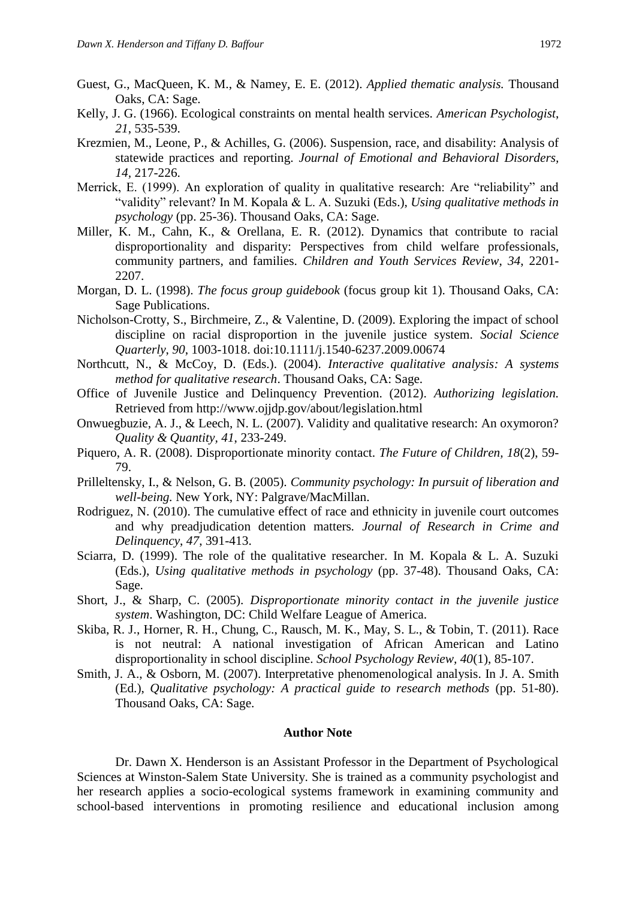Guest, G., MacQueen, K. M., & Namey, E. E. (2012). *Applied thematic analysis.* Thousand Oaks, CA: Sage.

Kelly, J. G. (1966). Ecological constraints on mental health services. *American Psychologist, 21*, 535-539.

Krezmien, M., Leone, P., & Achilles, G. (2006). Suspension, race, and disability: Analysis of statewide practices and reporting. *Journal of Emotional and Behavioral Disorders, 14*, 217-226.

Merrick, E. (1999). An exploration of quality in qualitative research: Are "reliability" and "validity" relevant? In M. Kopala & L. A. Suzuki (Eds.), *Using qualitative methods in psychology* (pp. 25-36). Thousand Oaks, CA: Sage.

Miller, K. M., Cahn, K., & Orellana, E. R. (2012). Dynamics that contribute to racial disproportionality and disparity: Perspectives from child welfare professionals, community partners, and families. *Children and Youth Services Review*, *34*, 2201-2207.

Morgan, D. L. (1998). *The focus group guidebook* (focus group kit 1). Thousand Oaks, CA: Sage Publications.

Nicholson-Crotty, S., Birchmeire, Z., & Valentine, D. (2009). Exploring the impact of school discipline on racial disproportion in the juvenile justice system. *Social Science Quarterly*, *90*, 1003-1018. doi:10.1111/j.1540-6237.2009.00674

Northcutt, N., & McCoy, D. (Eds.). (2004). *Interactive qualitative analysis: A systems method for qualitative research*. Thousand Oaks, CA: Sage.

Office of Juvenile Justice and Delinquency Prevention. (2012). *Authorizing legislation.* Retrieved from http://www.ojjdp.gov/about/legislation.html

Onwuegbuzie, A. J., & Leech, N. L. (2007). Validity and qualitative research: An oxymoron? *Quality & Quantity*, *41*, 233-249.

Piquero, A. R. (2008). Disproportionate minority contact. *The Future of Children, 18*(2), 59-79.

Prilleltensky, I., & Nelson, G. B. (2005). *Community psychology: In pursuit of liberation and well-being.* New York, NY: Palgrave/MacMillan.

Rodriguez, N. (2010). The cumulative effect of race and ethnicity in juvenile court outcomes and why preadjudication detention matters. *Journal of Research in Crime and Delinquency*, *47*, 391-413.

Sciarra, D. (1999). The role of the qualitative researcher. In M. Kopala & L. A. Suzuki (Eds.), *Using qualitative methods in psychology* (pp. 37-48). Thousand Oaks, CA: Sage.

Short, J., & Sharp, C. (2005). *Disproportionate minority contact in the juvenile justice system*. Washington, DC: Child Welfare League of America.

Skiba, R. J., Horner, R. H., Chung, C., Rausch, M. K., May, S. L., & Tobin, T. (2011). Race is not neutral: A national investigation of African American and Latino disproportionality in school discipline. *School Psychology Review*, *40*(1), 85-107.

Smith, J. A., & Osborn, M. (2007). Interpretative phenomenological analysis. In J. A. Smith (Ed.), *Qualitative psychology: A practical guide to research methods* (pp. 51-80). Thousand Oaks, CA: Sage.

## Author Note

Dr. Dawn X. Henderson is an Assistant Professor in the Department of Psychological Sciences at Winston-Salem State University. She is trained as a community psychologist and her research applies a socio-ecological systems framework in examining community and school-based interventions in promoting resilience and educational inclusion among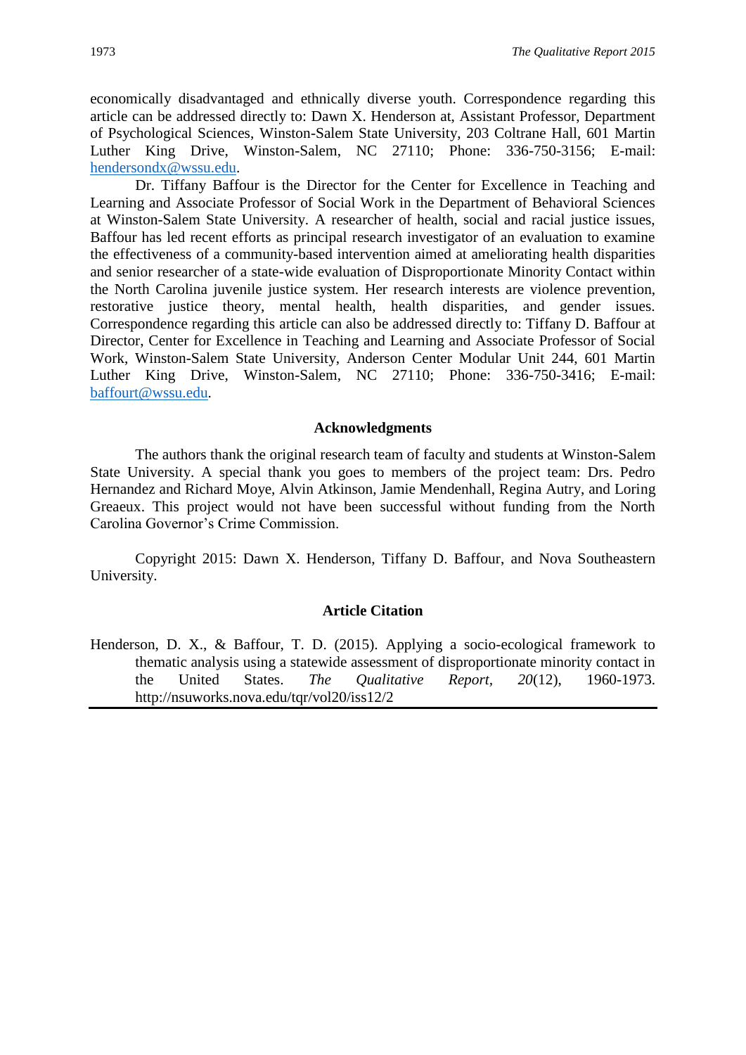economically disadvantaged and ethnically diverse youth. Correspondence regarding this article can be addressed directly to: Dawn X. Henderson at, Assistant Professor, Department of Psychological Sciences, Winston-Salem State University, 203 Coltrane Hall, 601 Martin Luther King Drive, Winston-Salem, NC 27110; Phone: 336-750-3156; E-mail: hendersondx@wssu.edu.

Dr. Tiffany Baffour is the Director for the Center for Excellence in Teaching and Learning and Associate Professor of Social Work in the Department of Behavioral Sciences at Winston-Salem State University. A researcher of health, social and racial justice issues, Baffour has led recent efforts as principal research investigator of an evaluation to examine the effectiveness of a community-based intervention aimed at ameliorating health disparities and senior researcher of a state-wide evaluation of Disproportionate Minority Contact within the North Carolina juvenile justice system. Her research interests are violence prevention, restorative justice theory, mental health, health disparities, and gender issues. Correspondence regarding this article can also be addressed directly to: Tiffany D. Baffour at Director, Center for Excellence in Teaching and Learning and Associate Professor of Social Work, Winston-Salem State University, Anderson Center Modular Unit 244, 601 Martin Luther King Drive, Winston-Salem, NC 27110; Phone: 336-750-3416; E-mail: baffourt@wssu.edu.

## Acknowledgments

The authors thank the original research team of faculty and students at Winston-Salem State University. A special thank you goes to members of the project team: Drs. Pedro Hernandez and Richard Moye, Alvin Atkinson, Jamie Mendenhall, Regina Autry, and Loring Greaeux. This project would not have been successful without funding from the North Carolina Governor's Crime Commission.

Copyright 2015: Dawn X. Henderson, Tiffany D. Baffour, and Nova Southeastern University.

## Article Citation

Henderson, D. X., & Baffour, T. D. (2015). Applying a socio-ecological framework to thematic analysis using a statewide assessment of disproportionate minority contact in the United States. *The Qualitative Report, 20*(12), 1960-1973. http://nsuworks.nova.edu/tqr/vol20/iss12/2